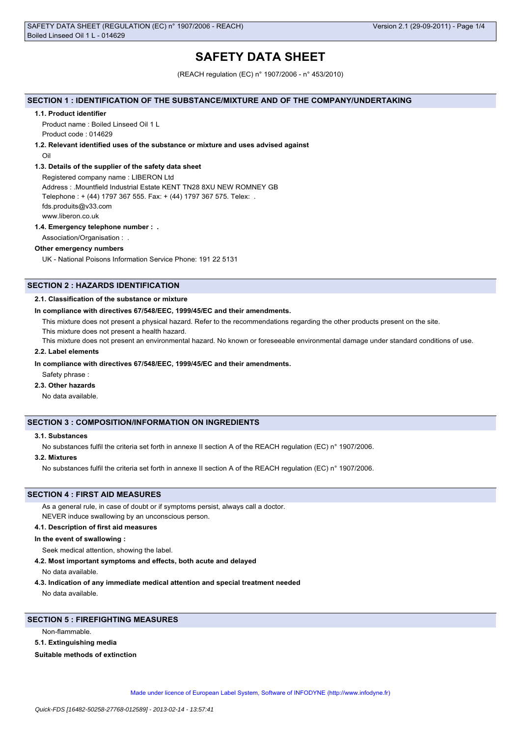# SAFETY DATA SHEET

(REACH regulation (EC) n° 1907/2006 - n° 453/2010)

## SECTION 1 : IDENTIFICATION OF THE SUBSTANCE/MIXTURE AND OF THE COMPANY/UNDERTAKING

### 1.1. Product identifier

Product name : Boiled Linseed Oil 1 L

Product code : 014629

### 1.2. Relevant identified uses of the substance or mixture and uses advised against

Oil

### 1.3. Details of the supplier of the safety data sheet

Registered company name : LIBERON Ltd

Address : .Mountfield Industrial Estate KENT TN28 8XU NEW ROMNEY GB

Telephone : + (44) 1797 367 555. Fax: + (44) 1797 367 575. Telex: .

fds.produits@v33.com

www.liberon.co.uk

### 1.4. Emergency telephone number : .

Association/Organisation : .

**Other emergency numbers**

UK - National Poisons Information Service Phone: 191 22 5131

## SECTION 2 : HAZARDS IDENTIFICATION

### 2.1. Classification of the substance or mixture

**In compliance with directives 67/548/EEC, 1999/45/EC and their amendments.**

This mixture does not present a physical hazard. Refer to the recommendations regarding the other products present on the site.

This mixture does not present a health hazard.

This mixture does not present an environmental hazard. No known or foreseeable environmental damage under standard conditions of use.

### 2.2. Label elements

**In compliance with directives 67/548/EEC, 1999/45/EC and their amendments.**

Safety phrase :

### 2.3. Other hazards

No data available.

## SECTION 3 : COMPOSITION/INFORMATION ON INGREDIENTS

### 3.1. Substances

No substances fulfil the criteria set forth in annexe II section A of the REACH regulation (EC) n° 1907/2006.

### 3.2. Mixtures

No substances fulfil the criteria set forth in annexe II section A of the REACH regulation (EC) n° 1907/2006.

## SECTION 4 : FIRST AID MEASURES

As a general rule, in case of doubt or if symptoms persist, always call a doctor.

NEVER induce swallowing by an unconscious person.

### 4.1. Description of first aid measures

**In the event of swallowing :**

Seek medical attention, showing the label.

### 4.2. Most important symptoms and effects, both acute and delayed

No data available.

### 4.3. Indication of any immediate medical attention and special treatment needed

No data available.

## SECTION 5 : FIREFIGHTING MEASURES

Non-flammable.

### 5.1. Extinguishing media

**Suitable methods of extinction**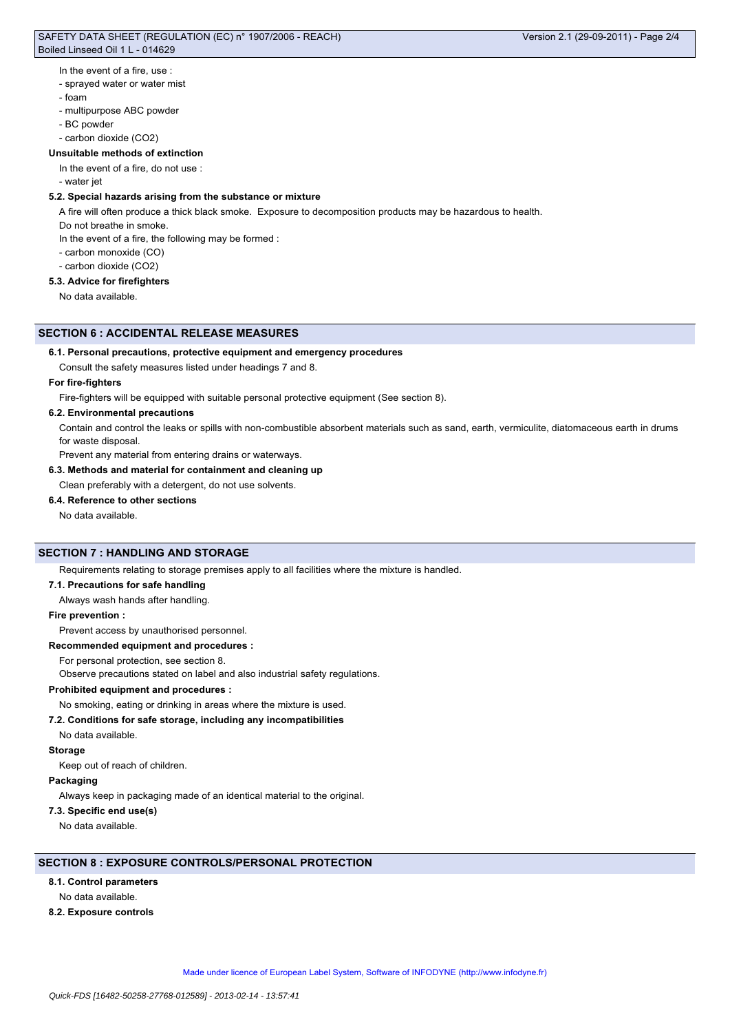In the event of a fire, use :

- sprayed water or water mist
- foam
- multipurpose ABC powder
- BC powder
- carbon dioxide ($CO_2$)

**Unsuitable methods of extinction**

In the event of a fire, do not use :

- water jet

**5.2. Special hazards arising from the substance or mixture**

A fire will often produce a thick black smoke. Exposure to decomposition products may be hazardous to health.

Do not breathe in smoke.

In the event of a fire, the following may be formed :

- carbon monoxide (CO)
- carbon dioxide ($CO_2$)

**5.3. Advice for firefighters**

No data available.

## SECTION 6 : ACCIDENTAL RELEASE MEASURES

**6.1. Personal precautions, protective equipment and emergency procedures**

Consult the safety measures listed under headings 7 and 8.

**For fire-fighters**

Fire-fighters will be equipped with suitable personal protective equipment (See section 8).

**6.2. Environmental precautions**

Contain and control the leaks or spills with non-combustible absorbent materials such as sand, earth, vermiculite, diatomaceous earth in drums for waste disposal.

Prevent any material from entering drains or waterways.

**6.3. Methods and material for containment and cleaning up**

Clean preferably with a detergent, do not use solvents.

**6.4. Reference to other sections**

No data available.

## SECTION 7 : HANDLING AND STORAGE

Requirements relating to storage premises apply to all facilities where the mixture is handled.

**7.1. Precautions for safe handling**

Always wash hands after handling.

**Fire prevention :**

Prevent access by unauthorised personnel.

**Recommended equipment and procedures :**

For personal protection, see section 8.

Observe precautions stated on label and also industrial safety regulations.

**Prohibited equipment and procedures :**

No smoking, eating or drinking in areas where the mixture is used.

**7.2. Conditions for safe storage, including any incompatibilities**

No data available.

**Storage**

Keep out of reach of children.

**Packaging**

Always keep in packaging made of an identical material to the original.

**7.3. Specific end use(s)**

No data available.

## SECTION 8 : EXPOSURE CONTROLS/PERSONAL PROTECTION

**8.1. Control parameters**

No data available.

**8.2. Exposure controls**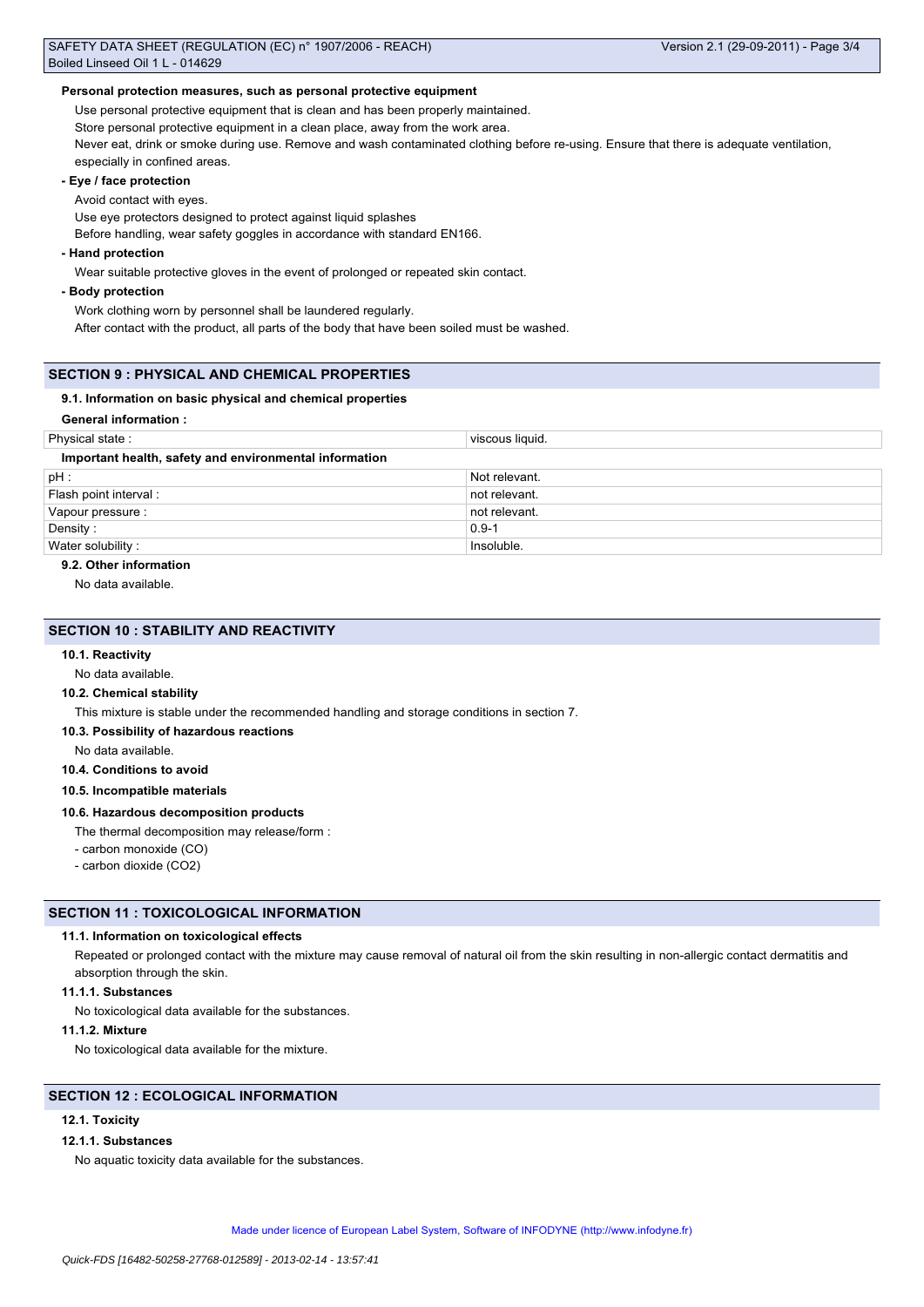#### Personal protection measures, such as personal protective equipment

Use personal protective equipment that is clean and has been properly maintained.

Store personal protective equipment in a clean place, away from the work area.

Never eat, drink or smoke during use. Remove and wash contaminated clothing before re-using. Ensure that there is adequate ventilation, especially in confined areas.

**- Eye / face protection**

Avoid contact with eyes.

Use eye protectors designed to protect against liquid splashes

Before handling, wear safety goggles in accordance with standard EN166.

**- Hand protection**

Wear suitable protective gloves in the event of prolonged or repeated skin contact.

**- Body protection**

Work clothing worn by personnel shall be laundered regularly.

After contact with the product, all parts of the body that have been soiled must be washed.

## SECTION 9 : PHYSICAL AND CHEMICAL PROPERTIES

### 9.1. Information on basic physical and chemical properties

**General information :**

| Physical state : | viscous liquid. |
|---|---|

**Important health, safety and environmental information**

| pH : | Not relevant. |
|---|---|
| Flash point interval : | not relevant. |
| Vapour pressure : | not relevant. |
| Density : | 0.9-1 |
| Water solubility : | Insoluble. |

### 9.2. Other information

No data available.

## SECTION 10 : STABILITY AND REACTIVITY

### 10.1. Reactivity

No data available.

### 10.2. Chemical stability

This mixture is stable under the recommended handling and storage conditions in section 7.

### 10.3. Possibility of hazardous reactions

No data available.

### 10.4. Conditions to avoid

### 10.5. Incompatible materials

### 10.6. Hazardous decomposition products

The thermal decomposition may release/form :

- carbon monoxide (CO)
- carbon dioxide ($CO_2$)

## SECTION 11 : TOXICOLOGICAL INFORMATION

### 11.1. Information on toxicological effects

Repeated or prolonged contact with the mixture may cause removal of natural oil from the skin resulting in non-allergic contact dermatitis and absorption through the skin.

#### 11.1.1. Substances

No toxicological data available for the substances.

#### 11.1.2. Mixture

No toxicological data available for the mixture.

## SECTION 12 : ECOLOGICAL INFORMATION

### 12.1. Toxicity

#### 12.1.1. Substances

No aquatic toxicity data available for the substances.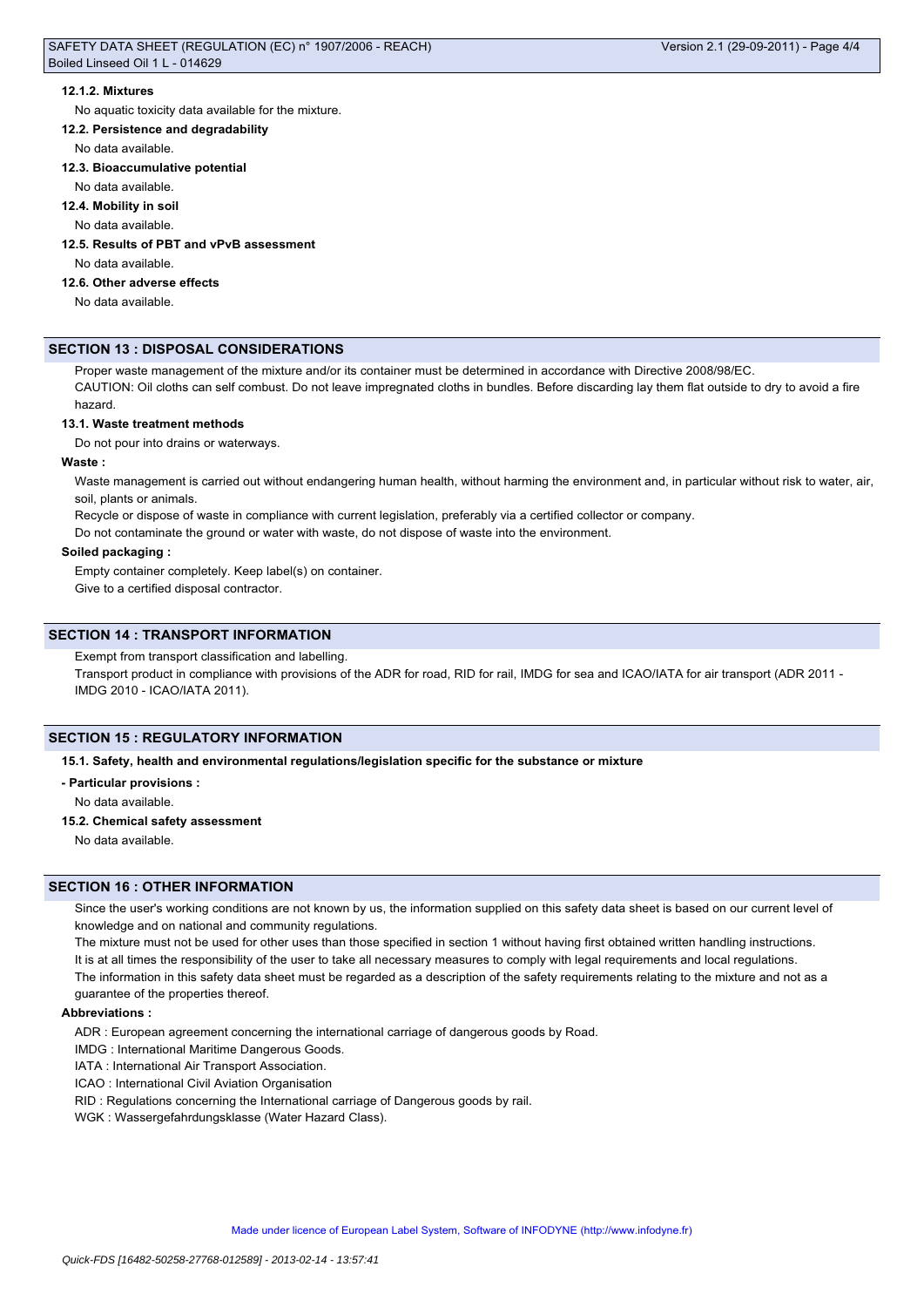#### 12.1.2. Mixtures

No aquatic toxicity data available for the mixture.

#### 12.2. Persistence and degradability

No data available.

#### 12.3. Bioaccumulative potential

No data available.

#### 12.4. Mobility in soil

No data available.

#### 12.5. Results of PBT and vPvB assessment

No data available.

#### 12.6. Other adverse effects

No data available.

## SECTION 13 : DISPOSAL CONSIDERATIONS

Proper waste management of the mixture and/or its container must be determined in accordance with Directive 2008/98/EC.

CAUTION: Oil cloths can self combust. Do not leave impregnated cloths in bundles. Before discarding lay them flat outside to dry to avoid a fire hazard.

#### 13.1. Waste treatment methods

Do not pour into drains or waterways.

**Waste :**

Waste management is carried out without endangering human health, without harming the environment and, in particular without risk to water, air, soil, plants or animals.

Recycle or dispose of waste in compliance with current legislation, preferably via a certified collector or company.

Do not contaminate the ground or water with waste, do not dispose of waste into the environment.

**Soiled packaging :**

Empty container completely. Keep label(s) on container.

Give to a certified disposal contractor.

## SECTION 14 : TRANSPORT INFORMATION

Exempt from transport classification and labelling.

Transport product in compliance with provisions of the ADR for road, RID for rail, IMDG for sea and ICAO/IATA for air transport (ADR 2011 - IMDG 2010 - ICAO/IATA 2011).

## SECTION 15 : REGULATORY INFORMATION

#### 15.1. Safety, health and environmental regulations/legislation specific for the substance or mixture

**- Particular provisions :**

No data available.

#### 15.2. Chemical safety assessment

No data available.

## SECTION 16 : OTHER INFORMATION

Since the user's working conditions are not known by us, the information supplied on this safety data sheet is based on our current level of knowledge and on national and community regulations.

The mixture must not be used for other uses than those specified in section 1 without having first obtained written handling instructions.

It is at all times the responsibility of the user to take all necessary measures to comply with legal requirements and local regulations.

The information in this safety data sheet must be regarded as a description of the safety requirements relating to the mixture and not as a guarantee of the properties thereof.

**Abbreviations :**

ADR : European agreement concerning the international carriage of dangerous goods by Road.

IMDG : International Maritime Dangerous Goods.

IATA : International Air Transport Association.

ICAO : International Civil Aviation Organisation

RID : Regulations concerning the International carriage of Dangerous goods by rail.

WGK : Wassergefahrdungsklasse (Water Hazard Class).

Made under licence of European Label System, Software of INFODYNE (http://www.infodyne.fr)